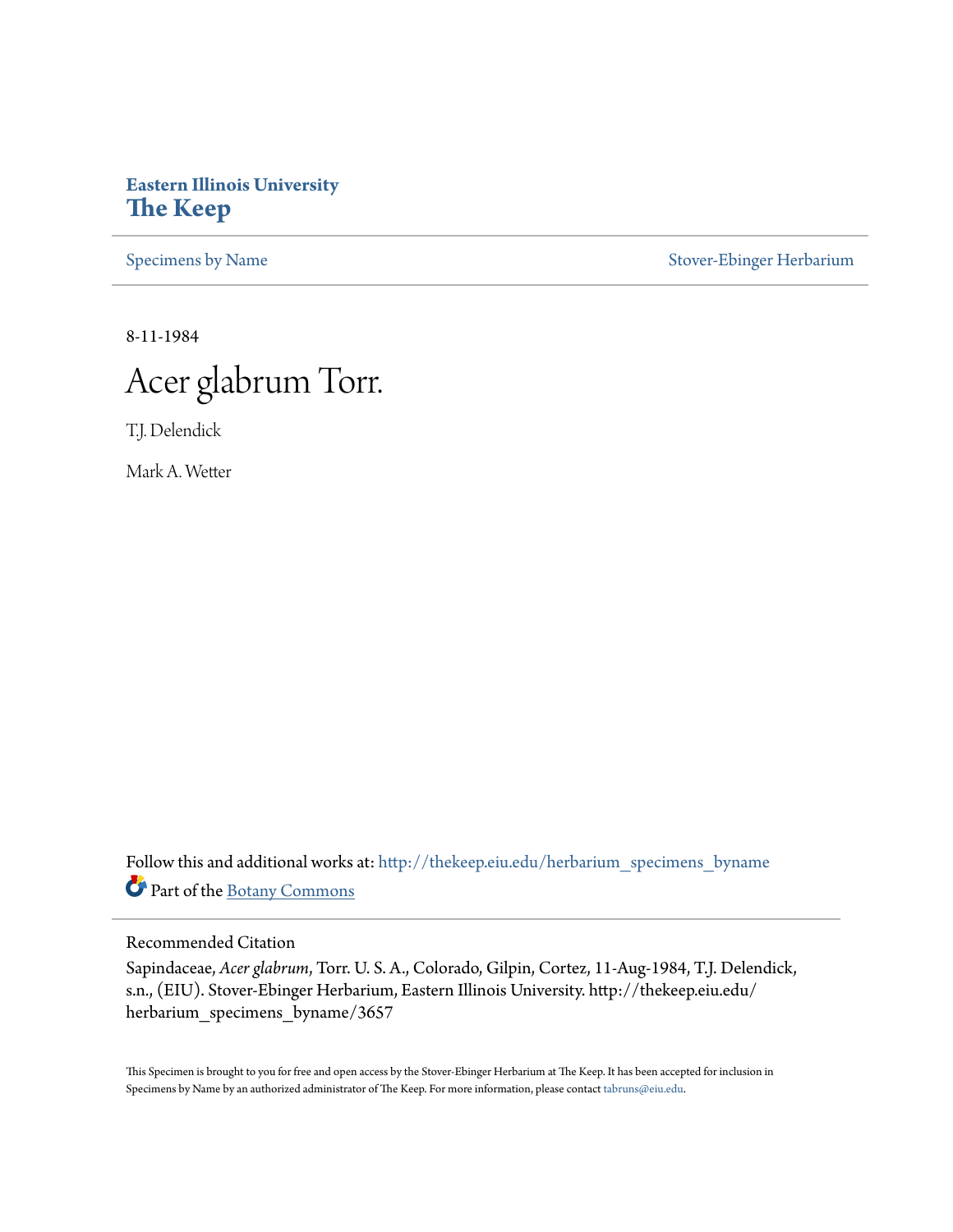**Eastern Illinois University**
**The Keep**

Specimens by Name | Stover-Ebinger Herbarium

8-11-1984

# Acer glabrum Torr.

T.J. Delendick

Mark A. Wetter

Follow this and additional works at: http://thekeep.eiu.edu/herbarium_specimens_byname

Part of the Botany Commons

## Recommended Citation

Sapindaceae, *Acer glabrum*, Torr. U. S. A., Colorado, Gilpin, Cortez, 11-Aug-1984, T.J. Delendick, s.n., (EIU). Stover-Ebinger Herbarium, Eastern Illinois University. http://thekeep.eiu.edu/herbarium_specimens_byname/3657

This Specimen is brought to you for free and open access by the Stover-Ebinger Herbarium at The Keep. It has been accepted for inclusion in Specimens by Name by an authorized administrator of The Keep. For more information, please contact tabruns@eiu.edu.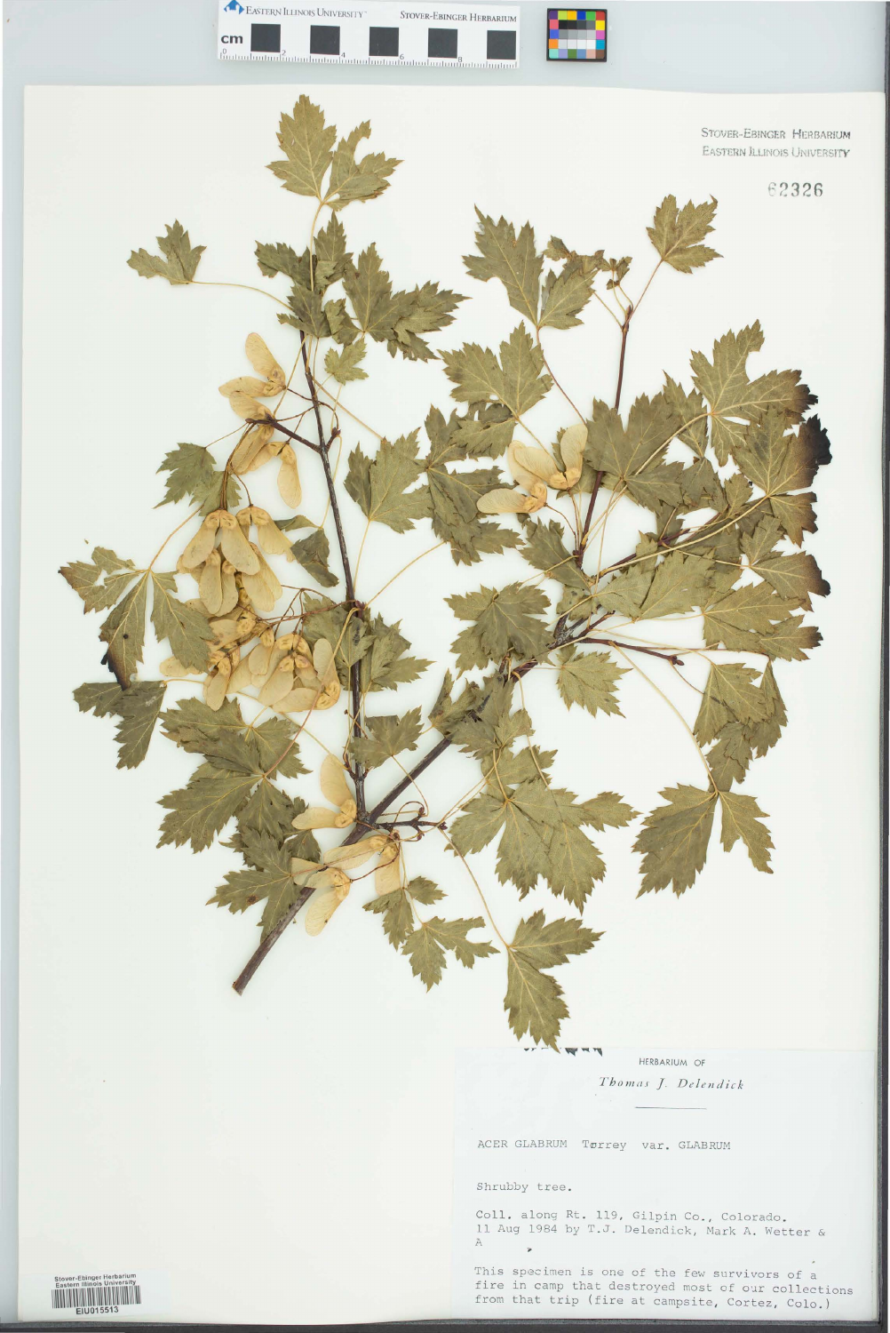EASTERN ILLINOIS UNIVERSITY STOVER-EBINGER HERBARIUM

cm

STOVER-EBINGER HERBARIUM
EASTERN ILLINOIS UNIVERSITY

62326

HERBARIUM OF

*Thomas J. Delendick*

ACER GLABRUM Torrey var. GLABRUM

Shrubby tree.

Coll. along Rt. 119, Gilpin Co., Colorado.
11 Aug 1984 by T.J. Delendick, Mark A. Wetter &
A

This specimen is one of the few survivors of a
fire in camp that destroyed most of our collections
from that trip (fire at campsite, Cortez, Colo.)

Stover-Ebinger Herbarium
Eastern Illinois University
EIU015513